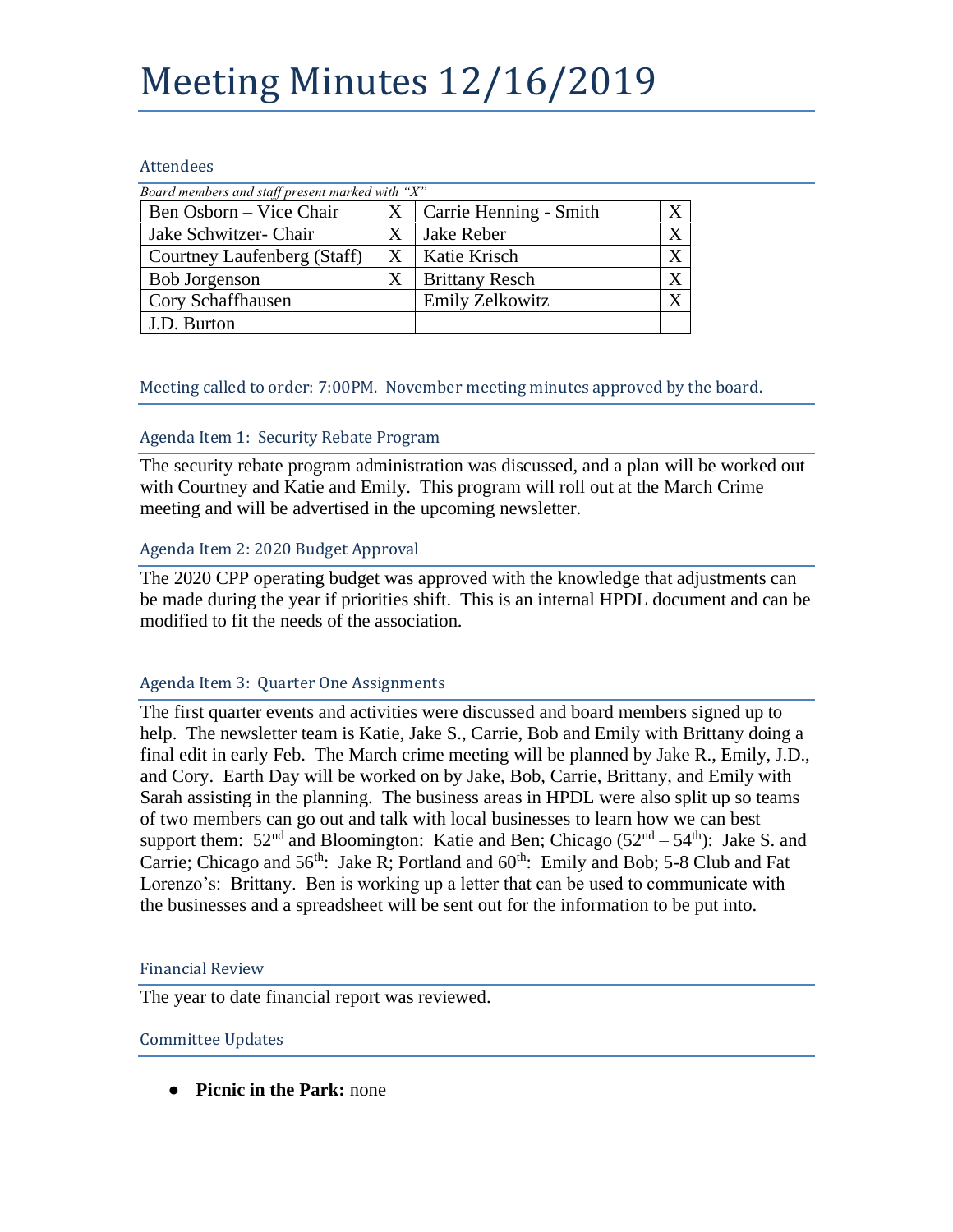# Meeting Minutes 12/16/2019

## Attendees

*Board members and staff present marked with "X"*

| | | | |
|---|---|---|---|
| Ben Osborn – Vice Chair | X | Carrie Henning - Smith | X |
| Jake Schwitzer- Chair | X | Jake Reber | X |
| Courtney Laufenberg (Staff) | X | Katie Krisch | X |
| Bob Jorgenson | X | Brittany Resch | X |
| Cory Schaffhausen | | Emily Zelkowitz | X |
| J.D. Burton | | | |

## Meeting called to order: 7:00PM. November meeting minutes approved by the board.

### Agenda Item 1: Security Rebate Program

The security rebate program administration was discussed, and a plan will be worked out with Courtney and Katie and Emily. This program will roll out at the March Crime meeting and will be advertised in the upcoming newsletter.

### Agenda Item 2: 2020 Budget Approval

The 2020 CPP operating budget was approved with the knowledge that adjustments can be made during the year if priorities shift. This is an internal HPDL document and can be modified to fit the needs of the association.

### Agenda Item 3: Quarter One Assignments

The first quarter events and activities were discussed and board members signed up to help. The newsletter team is Katie, Jake S., Carrie, Bob and Emily with Brittany doing a final edit in early Feb. The March crime meeting will be planned by Jake R., Emily, J.D., and Cory. Earth Day will be worked on by Jake, Bob, Carrie, Brittany, and Emily with Sarah assisting in the planning. The business areas in HPDL were also split up so teams of two members can go out and talk with local businesses to learn how we can best support them: 52nd and Bloomington: Katie and Ben; Chicago (52nd – 54th): Jake S. and Carrie; Chicago and 56th: Jake R; Portland and 60th: Emily and Bob; 5-8 Club and Fat Lorenzo's: Brittany. Ben is working up a letter that can be used to communicate with the businesses and a spreadsheet will be sent out for the information to be put into.

### Financial Review

The year to date financial report was reviewed.

### Committee Updates

- **Picnic in the Park:** none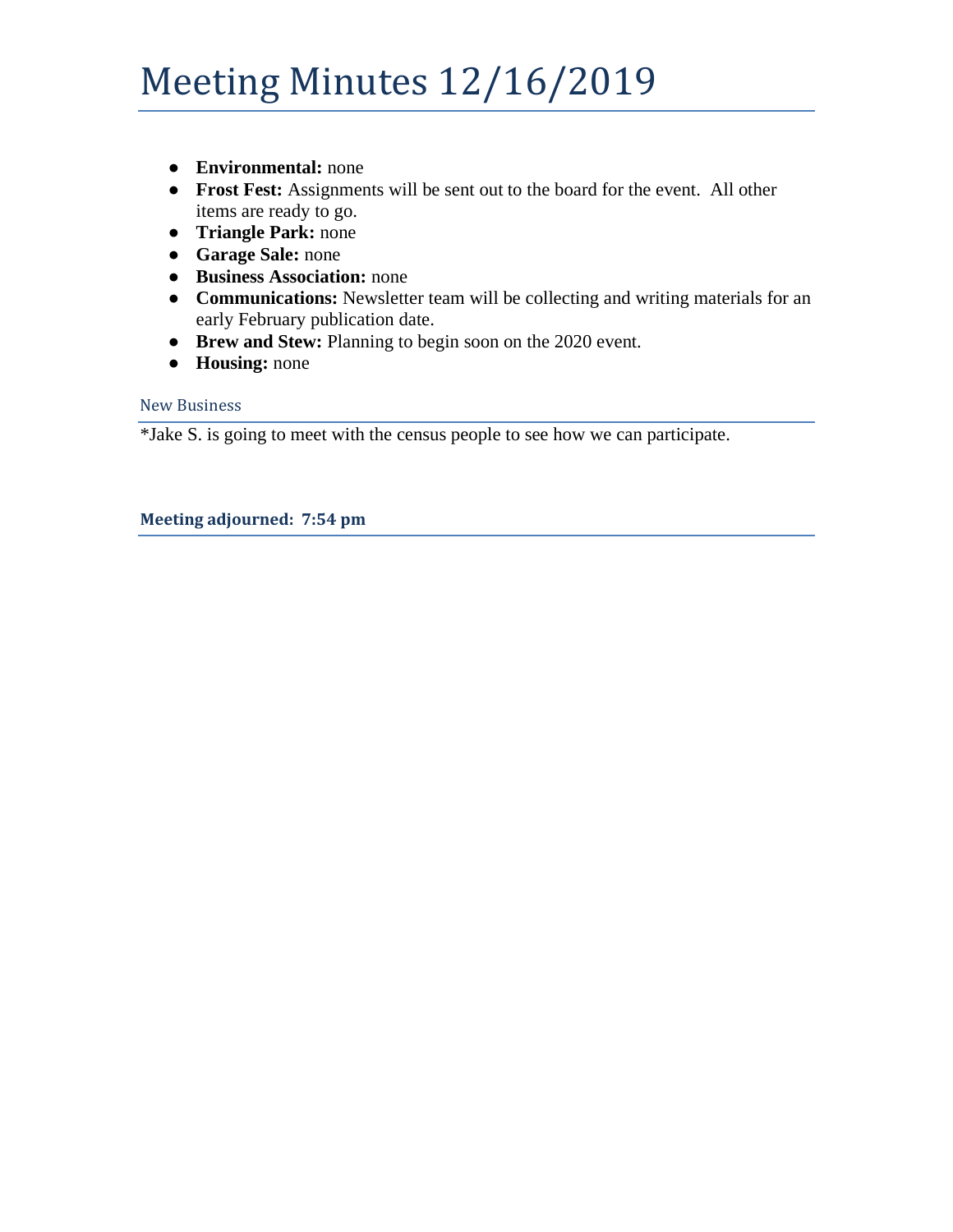# Meeting Minutes 12/16/2019

- **Environmental:** none
- **Frost Fest:** Assignments will be sent out to the board for the event. All other items are ready to go.
- **Triangle Park:** none
- **Garage Sale:** none
- **Business Association:** none
- **Communications:** Newsletter team will be collecting and writing materials for an early February publication date.
- **Brew and Stew:** Planning to begin soon on the 2020 event.
- **Housing:** none

## New Business

*Jake S. is going to meet with the census people to see how we can participate.

**Meeting adjourned: 7:54 pm**